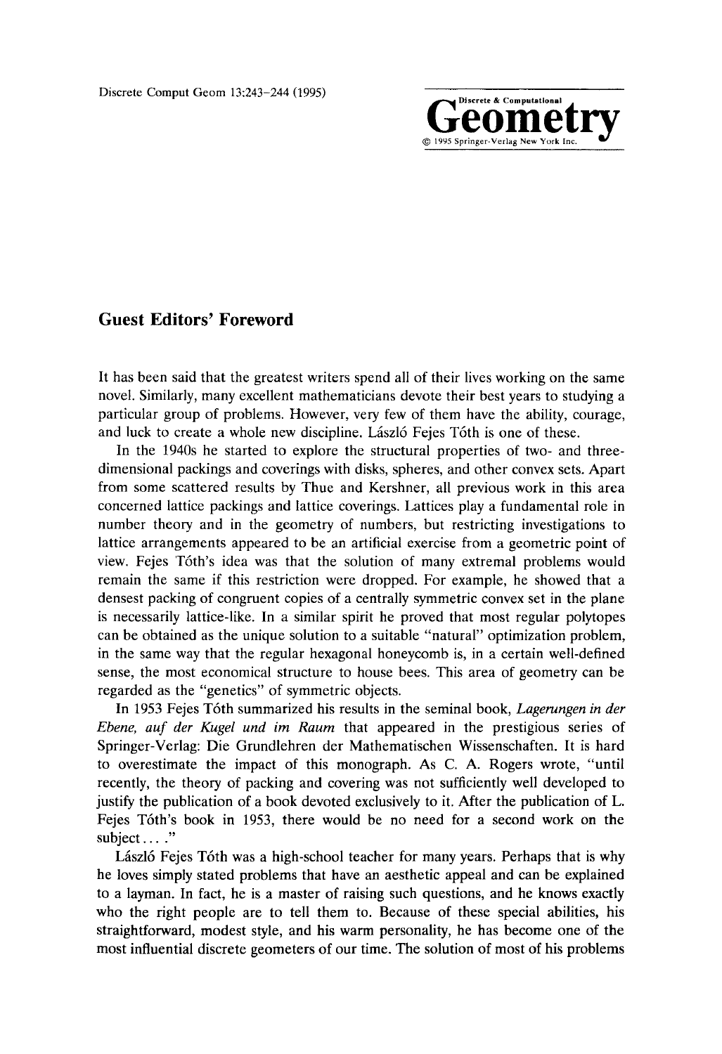# Guest Editors' Foreword

It has been said that the greatest writers spend all of their lives working on the same novel. Similarly, many excellent mathematicians devote their best years to studying a particular group of problems. However, very few of them have the ability, courage, and luck to create a whole new discipline. László Fejes Tóth is one of these.

In the 1940s he started to explore the structural properties of two- and three-dimensional packings and coverings with disks, spheres, and other convex sets. Apart from some scattered results by Thue and Kershner, all previous work in this area concerned lattice packings and lattice coverings. Lattices play a fundamental role in number theory and in the geometry of numbers, but restricting investigations to lattice arrangements appeared to be an artificial exercise from a geometric point of view. Fejes Tóth's idea was that the solution of many extremal problems would remain the same if this restriction were dropped. For example, he showed that a densest packing of congruent copies of a centrally symmetric convex set in the plane is necessarily lattice-like. In a similar spirit he proved that most regular polytopes can be obtained as the unique solution to a suitable "natural" optimization problem, in the same way that the regular hexagonal honeycomb is, in a certain well-defined sense, the most economical structure to house bees. This area of geometry can be regarded as the "genetics" of symmetric objects.

In 1953 Fejes Tóth summarized his results in the seminal book, *Lagerungen in der Ebene, auf der Kugel und im Raum* that appeared in the prestigious series of Springer-Verlag: Die Grundlehren der Mathematischen Wissenschaften. It is hard to overestimate the impact of this monograph. As C. A. Rogers wrote, "until recently, the theory of packing and covering was not sufficiently well developed to justify the publication of a book devoted exclusively to it. After the publication of L. Fejes Tóth's book in 1953, there would be no need for a second work on the subject... ."

László Fejes Tóth was a high-school teacher for many years. Perhaps that is why he loves simply stated problems that have an aesthetic appeal and can be explained to a layman. In fact, he is a master of raising such questions, and he knows exactly who the right people are to tell them to. Because of these special abilities, his straightforward, modest style, and his warm personality, he has become one of the most influential discrete geometers of our time. The solution of most of his problems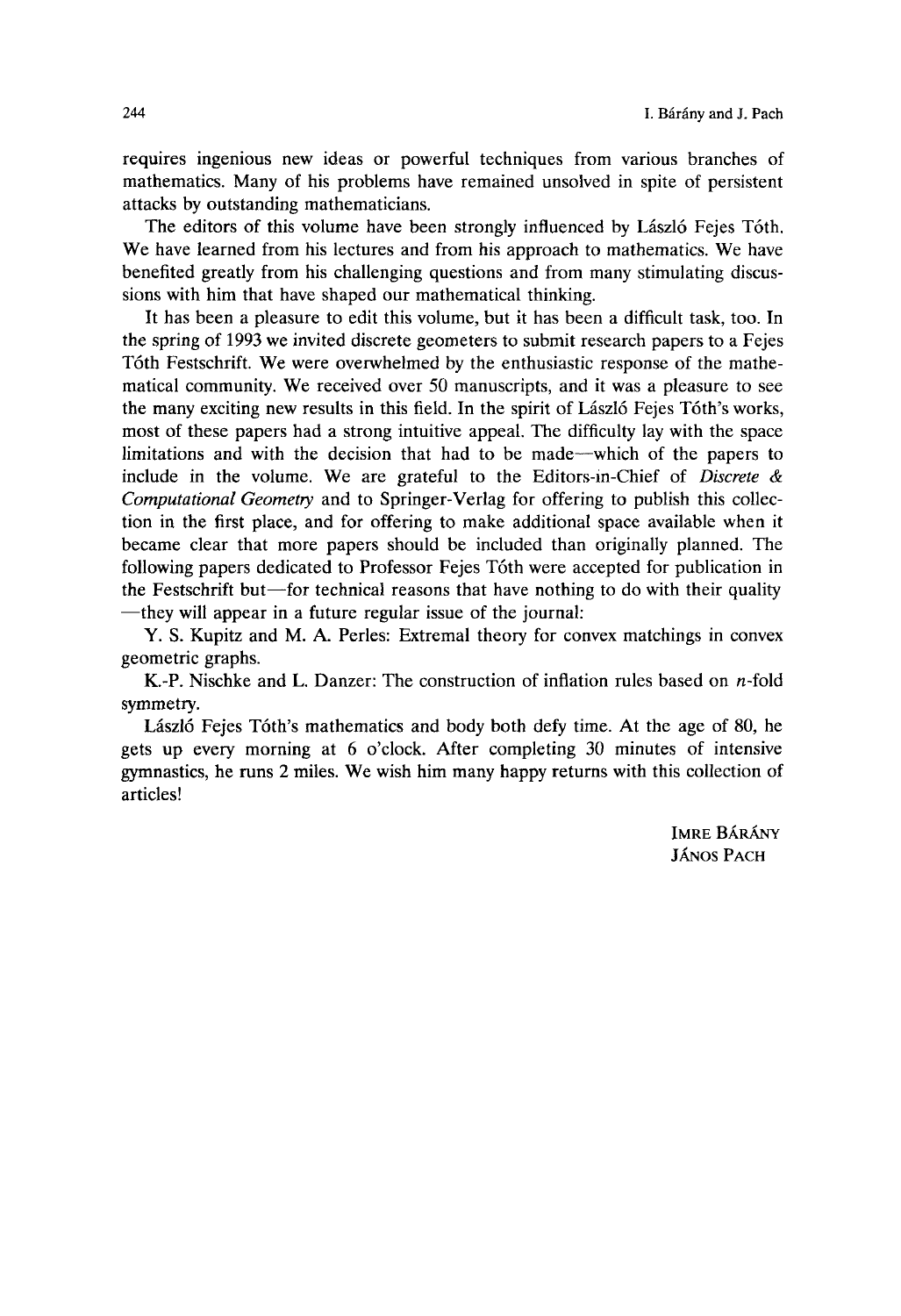requires ingenious new ideas or powerful techniques from various branches of mathematics. Many of his problems have remained unsolved in spite of persistent attacks by outstanding mathematicians.

The editors of this volume have been strongly influenced by László Fejes Tóth. We have learned from his lectures and from his approach to mathematics. We have benefited greatly from his challenging questions and from many stimulating discussions with him that have shaped our mathematical thinking.

It has been a pleasure to edit this volume, but it has been a difficult task, too. In the spring of 1993 we invited discrete geometers to submit research papers to a Fejes Tóth Festschrift. We were overwhelmed by the enthusiastic response of the mathematical community. We received over 50 manuscripts, and it was a pleasure to see the many exciting new results in this field. In the spirit of László Fejes Tóth's works, most of these papers had a strong intuitive appeal. The difficulty lay with the space limitations and with the decision that had to be made—which of the papers to include in the volume. We are grateful to the Editors-in-Chief of *Discrete & Computational Geometry* and to Springer-Verlag for offering to publish this collection in the first place, and for offering to make additional space available when it became clear that more papers should be included than originally planned. The following papers dedicated to Professor Fejes Tóth were accepted for publication in the Festschrift but—for technical reasons that have nothing to do with their quality—they will appear in a future regular issue of the journal:

Y. S. Kupitz and M. A. Perles: Extremal theory for convex matchings in convex geometric graphs.

K.-P. Nischke and L. Danzer: The construction of inflation rules based on $n$-fold symmetry.

László Fejes Tóth's mathematics and body both defy time. At the age of 80, he gets up every morning at 6 o'clock. After completing 30 minutes of intensive gymnastics, he runs 2 miles. We wish him many happy returns with this collection of articles!

Imre Bárány
János Pach